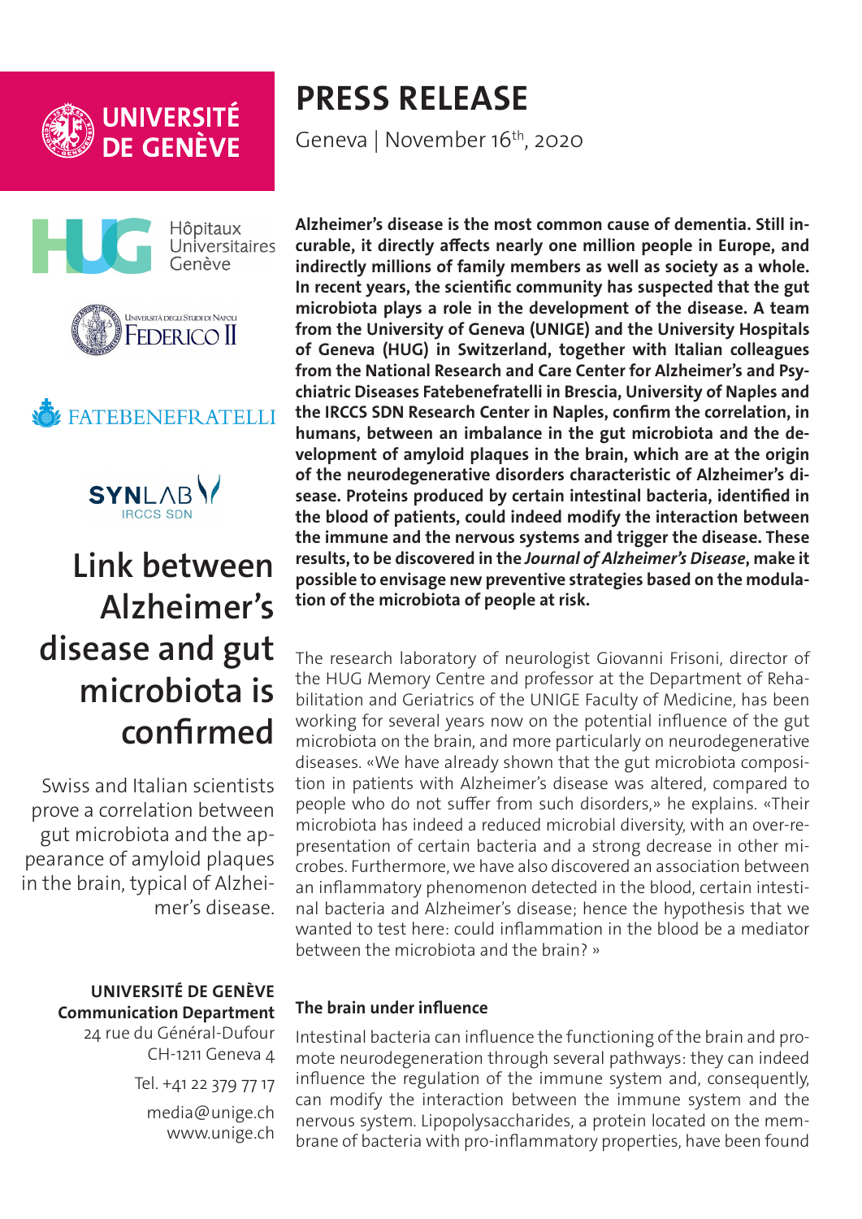UNIVERSITÉ DE GENÈVE

Hôpitaux Universitaires Genève

Università degli Studi di Napoli Federico II

FATEBENEFRATELLI

SYNLAB IRCCS SDN

# PRESS RELEASE

Geneva | November 16th, 2020

# Link between Alzheimer's disease and gut microbiota is confirmed

Swiss and Italian scientists prove a correlation between gut microbiota and the appearance of amyloid plaques in the brain, typical of Alzheimer's disease.

**Alzheimer's disease is the most common cause of dementia. Still incurable, it directly affects nearly one million people in Europe, and indirectly millions of family members as well as society as a whole. In recent years, the scientific community has suspected that the gut microbiota plays a role in the development of the disease. A team from the University of Geneva (UNIGE) and the University Hospitals of Geneva (HUG) in Switzerland, together with Italian colleagues from the National Research and Care Center for Alzheimer's and Psychiatric Diseases Fatebenefratelli in Brescia, University of Naples and the IRCCS SDN Research Center in Naples, confirm the correlation, in humans, between an imbalance in the gut microbiota and the development of amyloid plaques in the brain, which are at the origin of the neurodegenerative disorders characteristic of Alzheimer's disease. Proteins produced by certain intestinal bacteria, identified in the blood of patients, could indeed modify the interaction between the immune and the nervous systems and trigger the disease. These results, to be discovered in the *Journal of Alzheimer's Disease*, make it possible to envisage new preventive strategies based on the modulation of the microbiota of people at risk.**

The research laboratory of neurologist Giovanni Frisoni, director of the HUG Memory Centre and professor at the Department of Rehabilitation and Geriatrics of the UNIGE Faculty of Medicine, has been working for several years now on the potential influence of the gut microbiota on the brain, and more particularly on neurodegenerative diseases. «We have already shown that the gut microbiota composition in patients with Alzheimer's disease was altered, compared to people who do not suffer from such disorders,» he explains. «Their microbiota has indeed a reduced microbial diversity, with an over-representation of certain bacteria and a strong decrease in other microbes. Furthermore, we have also discovered an association between an inflammatory phenomenon detected in the blood, certain intestinal bacteria and Alzheimer's disease; hence the hypothesis that we wanted to test here: could inflammation in the blood be a mediator between the microbiota and the brain? »

## The brain under influence

Intestinal bacteria can influence the functioning of the brain and promote neurodegeneration through several pathways: they can indeed influence the regulation of the immune system and, consequently, can modify the interaction between the immune system and the nervous system. Lipopolysaccharides, a protein located on the membrane of bacteria with pro-inflammatory properties, have been found

**UNIVERSITÉ DE GENÈVE**
**Communication Department**
24 rue du Général-Dufour
CH-1211 Geneva 4

Tel. +41 22 379 77 17

media@unige.ch
www.unige.ch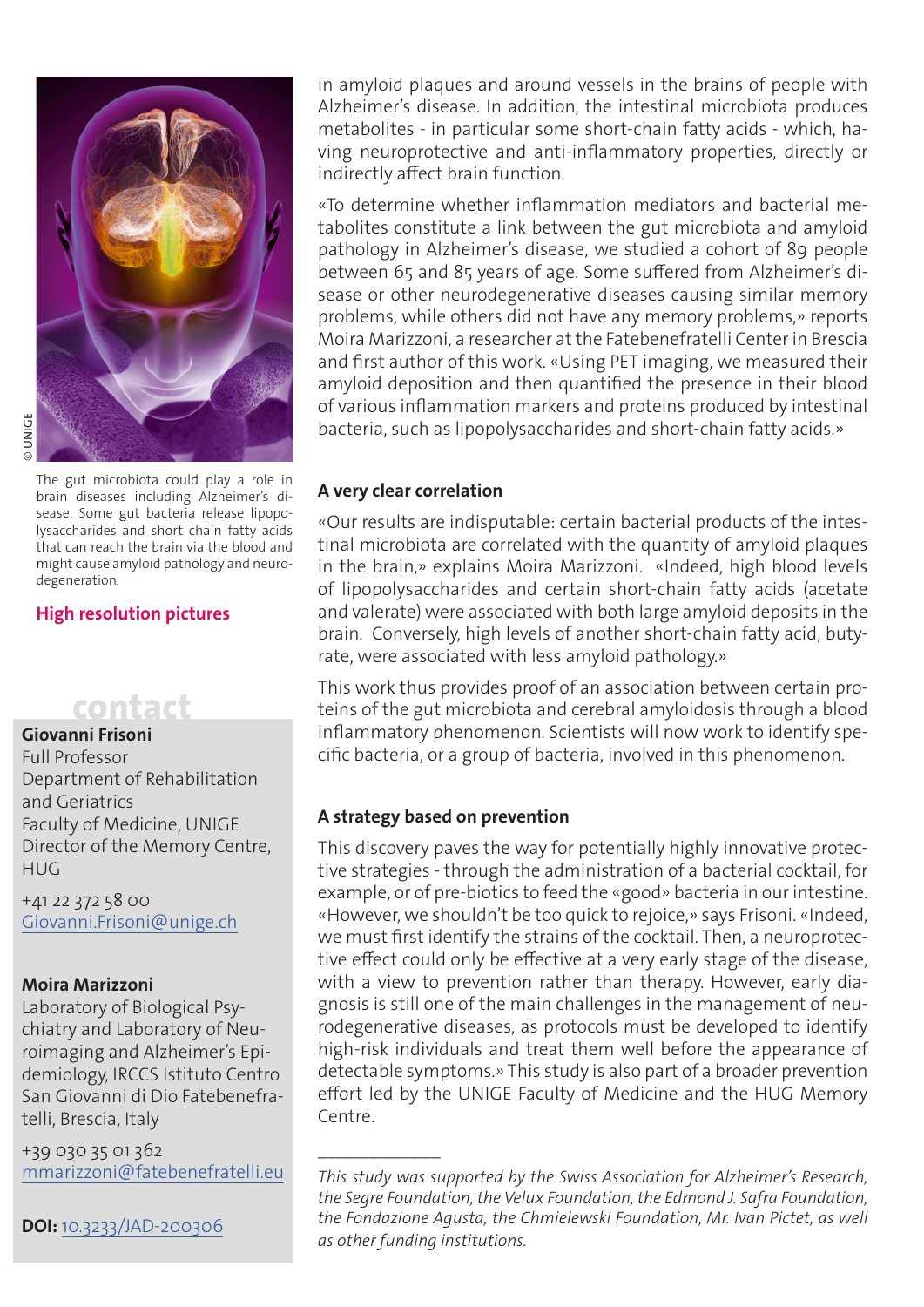in amyloid plaques and around vessels in the brains of people with Alzheimer's disease. In addition, the intestinal microbiota produces metabolites - in particular some short-chain fatty acids - which, having neuroprotective and anti-inflammatory properties, directly or indirectly affect brain function.

«To determine whether inflammation mediators and bacterial metabolites constitute a link between the gut microbiota and amyloid pathology in Alzheimer's disease, we studied a cohort of 89 people between 65 and 85 years of age. Some suffered from Alzheimer's disease or other neurodegenerative diseases causing similar memory problems, while others did not have any memory problems,» reports Moira Marizzoni, a researcher at the Fatebenefratelli Center in Brescia and first author of this work. «Using PET imaging, we measured their amyloid deposition and then quantified the presence in their blood of various inflammation markers and proteins produced by intestinal bacteria, such as lipopolysaccharides and short-chain fatty acids.»

## A very clear correlation

«Our results are indisputable: certain bacterial products of the intestinal microbiota are correlated with the quantity of amyloid plaques in the brain,» explains Moira Marizzoni. «Indeed, high blood levels of lipopolysaccharides and certain short-chain fatty acids (acetate and valerate) were associated with both large amyloid deposits in the brain. Conversely, high levels of another short-chain fatty acid, butyrate, were associated with less amyloid pathology.»

This work thus provides proof of an association between certain proteins of the gut microbiota and cerebral amyloidosis through a blood inflammatory phenomenon. Scientists will now work to identify specific bacteria, or a group of bacteria, involved in this phenomenon.

## A strategy based on prevention

This discovery paves the way for potentially highly innovative protective strategies - through the administration of a bacterial cocktail, for example, or of pre-biotics to feed the «good» bacteria in our intestine. «However, we shouldn't be too quick to rejoice,» says Frisoni. «Indeed, we must first identify the strains of the cocktail. Then, a neuroprotective effect could only be effective at a very early stage of the disease, with a view to prevention rather than therapy. However, early diagnosis is still one of the main challenges in the management of neurodegenerative diseases, as protocols must be developed to identify high-risk individuals and treat them well before the appearance of detectable symptoms.» This study is also part of a broader prevention effort led by the UNIGE Faculty of Medicine and the HUG Memory Centre.

---

*This study was supported by the Swiss Association for Alzheimer's Research, the Segre Foundation, the Velux Foundation, the Edmond J. Safra Foundation, the Fondazione Agusta, the Chmielewski Foundation, Mr. Ivan Pictet, as well as other funding institutions.*

© UNIGE

The gut microbiota could play a role in brain diseases including Alzheimer's disease. Some gut bacteria release lipopolysaccharides and short chain fatty acids that can reach the brain via the blood and might cause amyloid pathology and neurodegeneration.

**High resolution pictures**

## contact

**Giovanni Frisoni**
Full Professor
Department of Rehabilitation and Geriatrics
Faculty of Medicine, UNIGE
Director of the Memory Centre, HUG

+41 22 372 58 00
Giovanni.Frisoni@unige.ch

**Moira Marizzoni**
Laboratory of Biological Psychiatry and Laboratory of Neuroimaging and Alzheimer's Epidemiology, IRCCS Istituto Centro San Giovanni di Dio Fatebenefratelli, Brescia, Italy

+39 030 35 01 362
mmarizzoni@fatebenefratelli.eu

**DOI:** 10.3233/JAD-200306